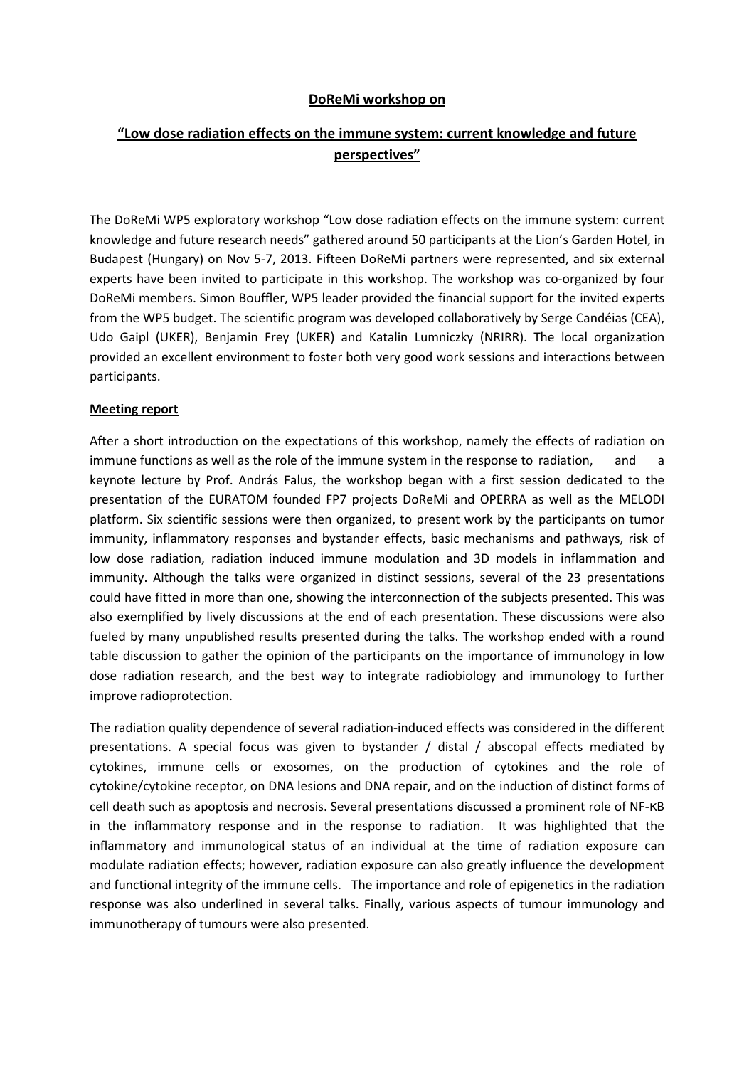**DoReMi workshop on**

**"Low dose radiation effects on the immune system: current knowledge and future perspectives"**

The DoReMi WP5 exploratory workshop "Low dose radiation effects on the immune system: current knowledge and future research needs" gathered around 50 participants at the Lion's Garden Hotel, in Budapest (Hungary) on Nov 5-7, 2013. Fifteen DoReMi partners were represented, and six external experts have been invited to participate in this workshop. The workshop was co-organized by four DoReMi members. Simon Bouffler, WP5 leader provided the financial support for the invited experts from the WP5 budget. The scientific program was developed collaboratively by Serge Candéias (CEA), Udo Gaipl (UKER), Benjamin Frey (UKER) and Katalin Lumniczky (NRIRR). The local organization provided an excellent environment to foster both very good work sessions and interactions between participants.

**Meeting report**

After a short introduction on the expectations of this workshop, namely the effects of radiation on immune functions as well as the role of the immune system in the response to radiation, and a keynote lecture by Prof. András Falus, the workshop began with a first session dedicated to the presentation of the EURATOM founded FP7 projects DoReMi and OPERRA as well as the MELODI platform. Six scientific sessions were then organized, to present work by the participants on tumor immunity, inflammatory responses and bystander effects, basic mechanisms and pathways, risk of low dose radiation, radiation induced immune modulation and 3D models in inflammation and immunity. Although the talks were organized in distinct sessions, several of the 23 presentations could have fitted in more than one, showing the interconnection of the subjects presented. This was also exemplified by lively discussions at the end of each presentation. These discussions were also fueled by many unpublished results presented during the talks. The workshop ended with a round table discussion to gather the opinion of the participants on the importance of immunology in low dose radiation research, and the best way to integrate radiobiology and immunology to further improve radioprotection.

The radiation quality dependence of several radiation-induced effects was considered in the different presentations. A special focus was given to bystander / distal / abscopal effects mediated by cytokines, immune cells or exosomes, on the production of cytokines and the role of cytokine/cytokine receptor, on DNA lesions and DNA repair, and on the induction of distinct forms of cell death such as apoptosis and necrosis. Several presentations discussed a prominent role of NF-κB in the inflammatory response and in the response to radiation. It was highlighted that the inflammatory and immunological status of an individual at the time of radiation exposure can modulate radiation effects; however, radiation exposure can also greatly influence the development and functional integrity of the immune cells. The importance and role of epigenetics in the radiation response was also underlined in several talks. Finally, various aspects of tumour immunology and immunotherapy of tumours were also presented.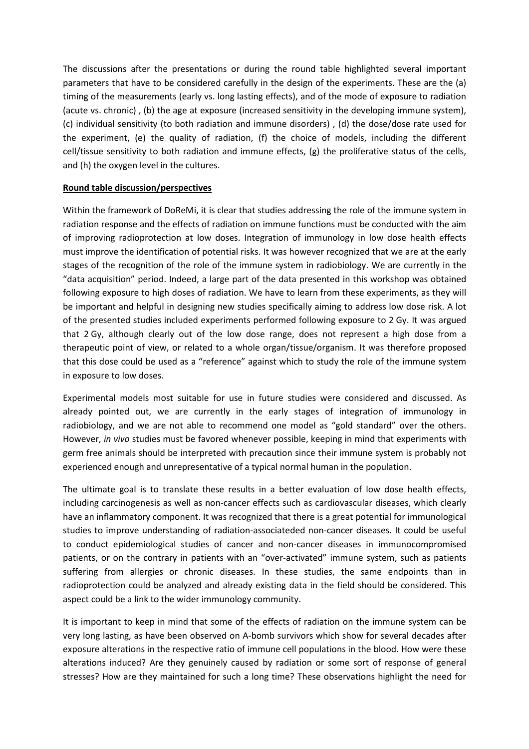The discussions after the presentations or during the round table highlighted several important parameters that have to be considered carefully in the design of the experiments. These are the (a) timing of the measurements (early vs. long lasting effects), and of the mode of exposure to radiation (acute vs. chronic) , (b) the age at exposure (increased sensitivity in the developing immune system), (c) individual sensitivity (to both radiation and immune disorders) , (d) the dose/dose rate used for the experiment, (e) the quality of radiation, (f) the choice of models, including the different cell/tissue sensitivity to both radiation and immune effects, (g) the proliferative status of the cells, and (h) the oxygen level in the cultures.

**Round table discussion/perspectives**

Within the framework of DoReMi, it is clear that studies addressing the role of the immune system in radiation response and the effects of radiation on immune functions must be conducted with the aim of improving radioprotection at low doses. Integration of immunology in low dose health effects must improve the identification of potential risks. It was however recognized that we are at the early stages of the recognition of the role of the immune system in radiobiology. We are currently in the "data acquisition" period. Indeed, a large part of the data presented in this workshop was obtained following exposure to high doses of radiation. We have to learn from these experiments, as they will be important and helpful in designing new studies specifically aiming to address low dose risk. A lot of the presented studies included experiments performed following exposure to 2 Gy. It was argued that 2 Gy, although clearly out of the low dose range, does not represent a high dose from a therapeutic point of view, or related to a whole organ/tissue/organism. It was therefore proposed that this dose could be used as a "reference" against which to study the role of the immune system in exposure to low doses.

Experimental models most suitable for use in future studies were considered and discussed. As already pointed out, we are currently in the early stages of integration of immunology in radiobiology, and we are not able to recommend one model as "gold standard" over the others. However, *in vivo* studies must be favored whenever possible, keeping in mind that experiments with germ free animals should be interpreted with precaution since their immune system is probably not experienced enough and unrepresentative of a typical normal human in the population.

The ultimate goal is to translate these results in a better evaluation of low dose health effects, including carcinogenesis as well as non-cancer effects such as cardiovascular diseases, which clearly have an inflammatory component. It was recognized that there is a great potential for immunological studies to improve understanding of radiation-associateded non-cancer diseases. It could be useful to conduct epidemiological studies of cancer and non-cancer diseases in immunocompromised patients, or on the contrary in patients with an "over-activated" immune system, such as patients suffering from allergies or chronic diseases. In these studies, the same endpoints than in radioprotection could be analyzed and already existing data in the field should be considered. This aspect could be a link to the wider immunology community.

It is important to keep in mind that some of the effects of radiation on the immune system can be very long lasting, as have been observed on A-bomb survivors which show for several decades after exposure alterations in the respective ratio of immune cell populations in the blood. How were these alterations induced? Are they genuinely caused by radiation or some sort of response of general stresses? How are they maintained for such a long time? These observations highlight the need for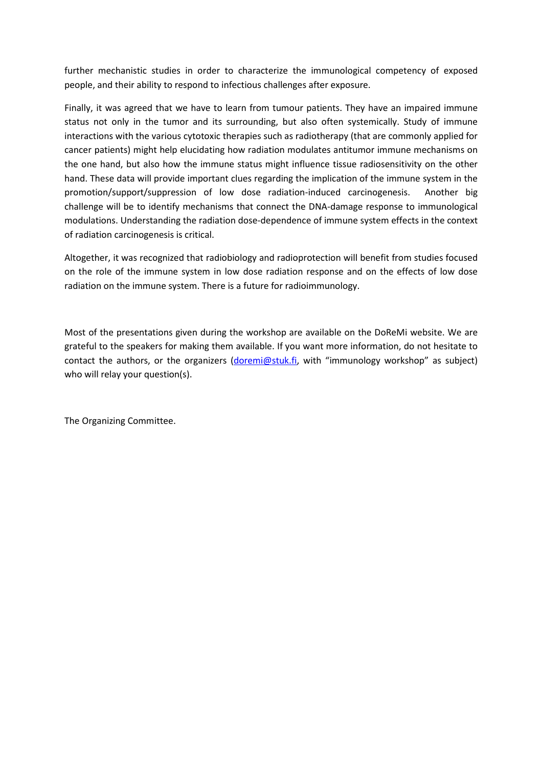further mechanistic studies in order to characterize the immunological competency of exposed people, and their ability to respond to infectious challenges after exposure.

Finally, it was agreed that we have to learn from tumour patients. They have an impaired immune status not only in the tumor and its surrounding, but also often systemically. Study of immune interactions with the various cytotoxic therapies such as radiotherapy (that are commonly applied for cancer patients) might help elucidating how radiation modulates antitumor immune mechanisms on the one hand, but also how the immune status might influence tissue radiosensitivity on the other hand. These data will provide important clues regarding the implication of the immune system in the promotion/support/suppression of low dose radiation-induced carcinogenesis. Another big challenge will be to identify mechanisms that connect the DNA-damage response to immunological modulations. Understanding the radiation dose-dependence of immune system effects in the context of radiation carcinogenesis is critical.

Altogether, it was recognized that radiobiology and radioprotection will benefit from studies focused on the role of the immune system in low dose radiation response and on the effects of low dose radiation on the immune system. There is a future for radioimmunology.

Most of the presentations given during the workshop are available on the DoReMi website. We are grateful to the speakers for making them available. If you want more information, do not hesitate to contact the authors, or the organizers (doremi@stuk.fi, with "immunology workshop" as subject) who will relay your question(s).

The Organizing Committee.